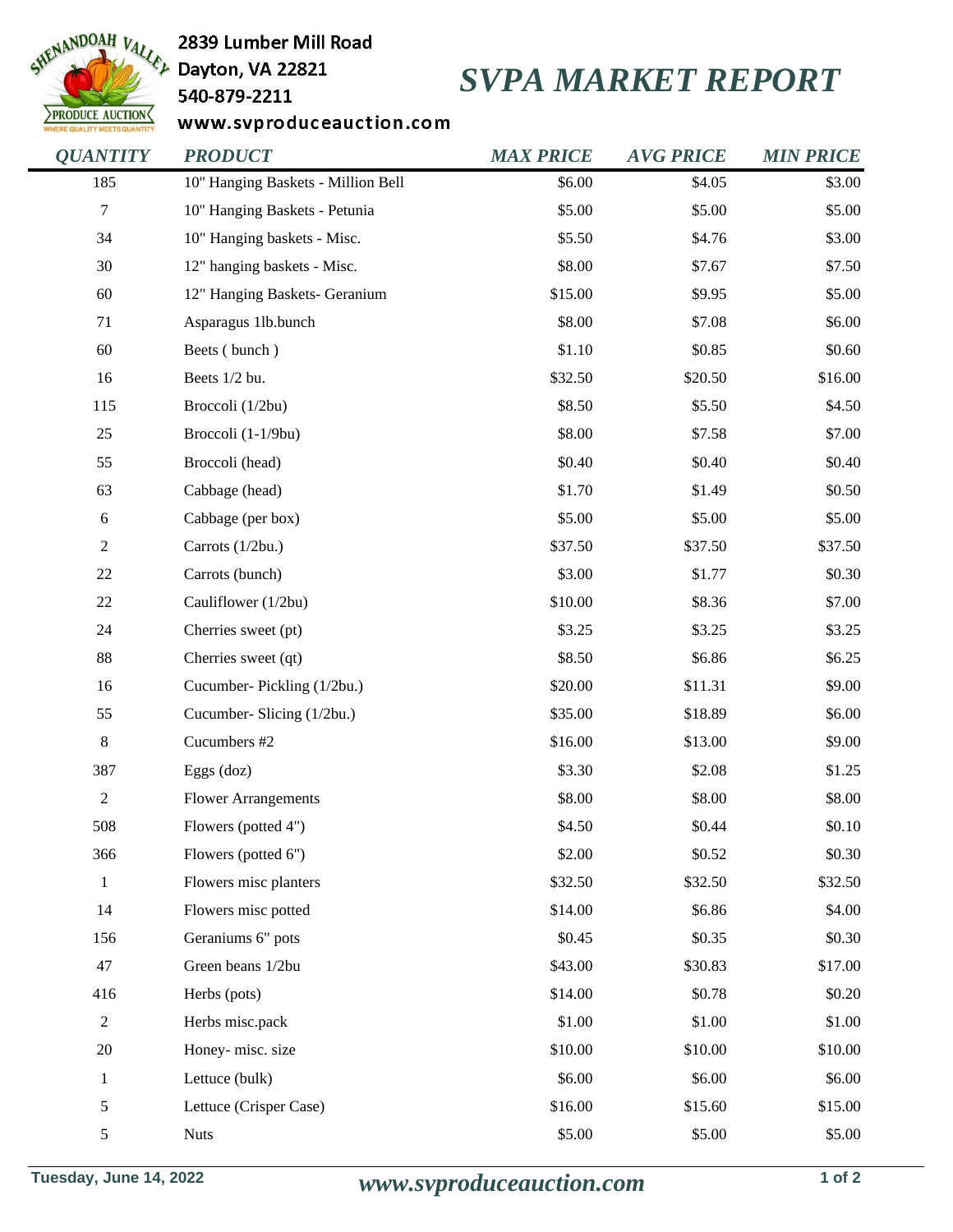2839 Lumber Mill Road
Dayton, VA 22821
540-879-2211
www.svproduceauction.com

# SVPA MARKET REPORT

| QUANTITY | PRODUCT | MAX PRICE | AVG PRICE | MIN PRICE |
|---|---|---|---|---|
| 185 | 10" Hanging Baskets - Million Bell | $6.00 | $4.05 | $3.00 |
| 7 | 10" Hanging Baskets - Petunia | $5.00 | $5.00 | $5.00 |
| 34 | 10" Hanging baskets - Misc. | $5.50 | $4.76 | $3.00 |
| 30 | 12" hanging baskets - Misc. | $8.00 | $7.67 | $7.50 |
| 60 | 12" Hanging Baskets- Geranium | $15.00 | $9.95 | $5.00 |
| 71 | Asparagus 1lb.bunch | $8.00 | $7.08 | $6.00 |
| 60 | Beets ( bunch ) | $1.10 | $0.85 | $0.60 |
| 16 | Beets 1/2 bu. | $32.50 | $20.50 | $16.00 |
| 115 | Broccoli (1/2bu) | $8.50 | $5.50 | $4.50 |
| 25 | Broccoli (1-1/9bu) | $8.00 | $7.58 | $7.00 |
| 55 | Broccoli (head) | $0.40 | $0.40 | $0.40 |
| 63 | Cabbage (head) | $1.70 | $1.49 | $0.50 |
| 6 | Cabbage (per box) | $5.00 | $5.00 | $5.00 |
| 2 | Carrots (1/2bu.) | $37.50 | $37.50 | $37.50 |
| 22 | Carrots (bunch) | $3.00 | $1.77 | $0.30 |
| 22 | Cauliflower (1/2bu) | $10.00 | $8.36 | $7.00 |
| 24 | Cherries sweet (pt) | $3.25 | $3.25 | $3.25 |
| 88 | Cherries sweet (qt) | $8.50 | $6.86 | $6.25 |
| 16 | Cucumber- Pickling (1/2bu.) | $20.00 | $11.31 | $9.00 |
| 55 | Cucumber- Slicing (1/2bu.) | $35.00 | $18.89 | $6.00 |
| 8 | Cucumbers #2 | $16.00 | $13.00 | $9.00 |
| 387 | Eggs (doz) | $3.30 | $2.08 | $1.25 |
| 2 | Flower Arrangements | $8.00 | $8.00 | $8.00 |
| 508 | Flowers (potted 4") | $4.50 | $0.44 | $0.10 |
| 366 | Flowers (potted 6") | $2.00 | $0.52 | $0.30 |
| 1 | Flowers misc planters | $32.50 | $32.50 | $32.50 |
| 14 | Flowers misc potted | $14.00 | $6.86 | $4.00 |
| 156 | Geraniums 6" pots | $0.45 | $0.35 | $0.30 |
| 47 | Green beans 1/2bu | $43.00 | $30.83 | $17.00 |
| 416 | Herbs (pots) | $14.00 | $0.78 | $0.20 |
| 2 | Herbs misc.pack | $1.00 | $1.00 | $1.00 |
| 20 | Honey- misc. size | $10.00 | $10.00 | $10.00 |
| 1 | Lettuce (bulk) | $6.00 | $6.00 | $6.00 |
| 5 | Lettuce (Crisper Case) | $16.00 | $15.60 | $15.00 |
| 5 | Nuts | $5.00 | $5.00 | $5.00 |

Tuesday, June 14, 2022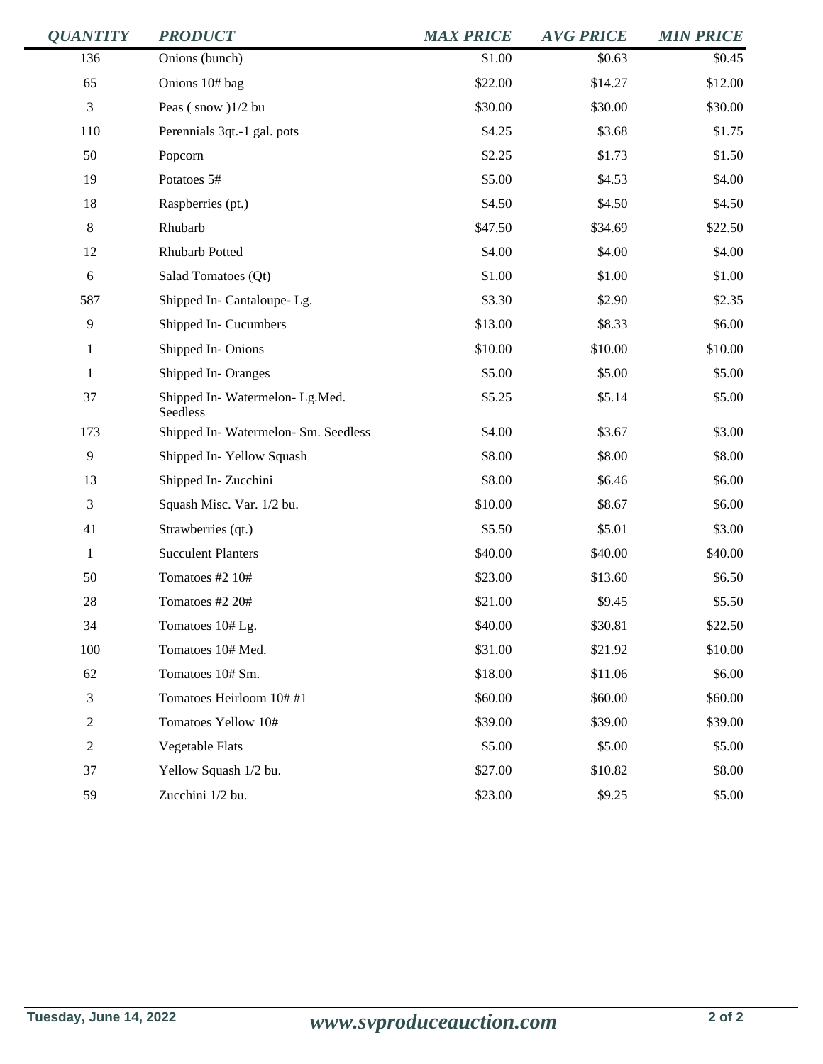| QUANTITY | PRODUCT | MAX PRICE | AVG PRICE | MIN PRICE |
|---|---|---|---|---|
| 136 | Onions (bunch) | $1.00 | $0.63 | $0.45 |
| 65 | Onions 10# bag | $22.00 | $14.27 | $12.00 |
| 3 | Peas ( snow )1/2 bu | $30.00 | $30.00 | $30.00 |
| 110 | Perennials 3qt.-1 gal. pots | $4.25 | $3.68 | $1.75 |
| 50 | Popcorn | $2.25 | $1.73 | $1.50 |
| 19 | Potatoes 5# | $5.00 | $4.53 | $4.00 |
| 18 | Raspberries (pt.) | $4.50 | $4.50 | $4.50 |
| 8 | Rhubarb | $47.50 | $34.69 | $22.50 |
| 12 | Rhubarb Potted | $4.00 | $4.00 | $4.00 |
| 6 | Salad Tomatoes (Qt) | $1.00 | $1.00 | $1.00 |
| 587 | Shipped In- Cantaloupe- Lg. | $3.30 | $2.90 | $2.35 |
| 9 | Shipped In- Cucumbers | $13.00 | $8.33 | $6.00 |
| 1 | Shipped In- Onions | $10.00 | $10.00 | $10.00 |
| 1 | Shipped In- Oranges | $5.00 | $5.00 | $5.00 |
| 37 | Shipped In- Watermelon- Lg.Med. Seedless | $5.25 | $5.14 | $5.00 |
| 173 | Shipped In- Watermelon- Sm. Seedless | $4.00 | $3.67 | $3.00 |
| 9 | Shipped In- Yellow Squash | $8.00 | $8.00 | $8.00 |
| 13 | Shipped In- Zucchini | $8.00 | $6.46 | $6.00 |
| 3 | Squash Misc. Var. 1/2 bu. | $10.00 | $8.67 | $6.00 |
| 41 | Strawberries (qt.) | $5.50 | $5.01 | $3.00 |
| 1 | Succulent Planters | $40.00 | $40.00 | $40.00 |
| 50 | Tomatoes #2 10# | $23.00 | $13.60 | $6.50 |
| 28 | Tomatoes #2 20# | $21.00 | $9.45 | $5.50 |
| 34 | Tomatoes 10# Lg. | $40.00 | $30.81 | $22.50 |
| 100 | Tomatoes 10# Med. | $31.00 | $21.92 | $10.00 |
| 62 | Tomatoes 10# Sm. | $18.00 | $11.06 | $6.00 |
| 3 | Tomatoes Heirloom 10# #1 | $60.00 | $60.00 | $60.00 |
| 2 | Tomatoes Yellow 10# | $39.00 | $39.00 | $39.00 |
| 2 | Vegetable Flats | $5.00 | $5.00 | $5.00 |
| 37 | Yellow Squash 1/2 bu. | $27.00 | $10.82 | $8.00 |
| 59 | Zucchini 1/2 bu. | $23.00 | $9.25 | $5.00 |

Tuesday, June 14, 2022

www.svproduceauction.com